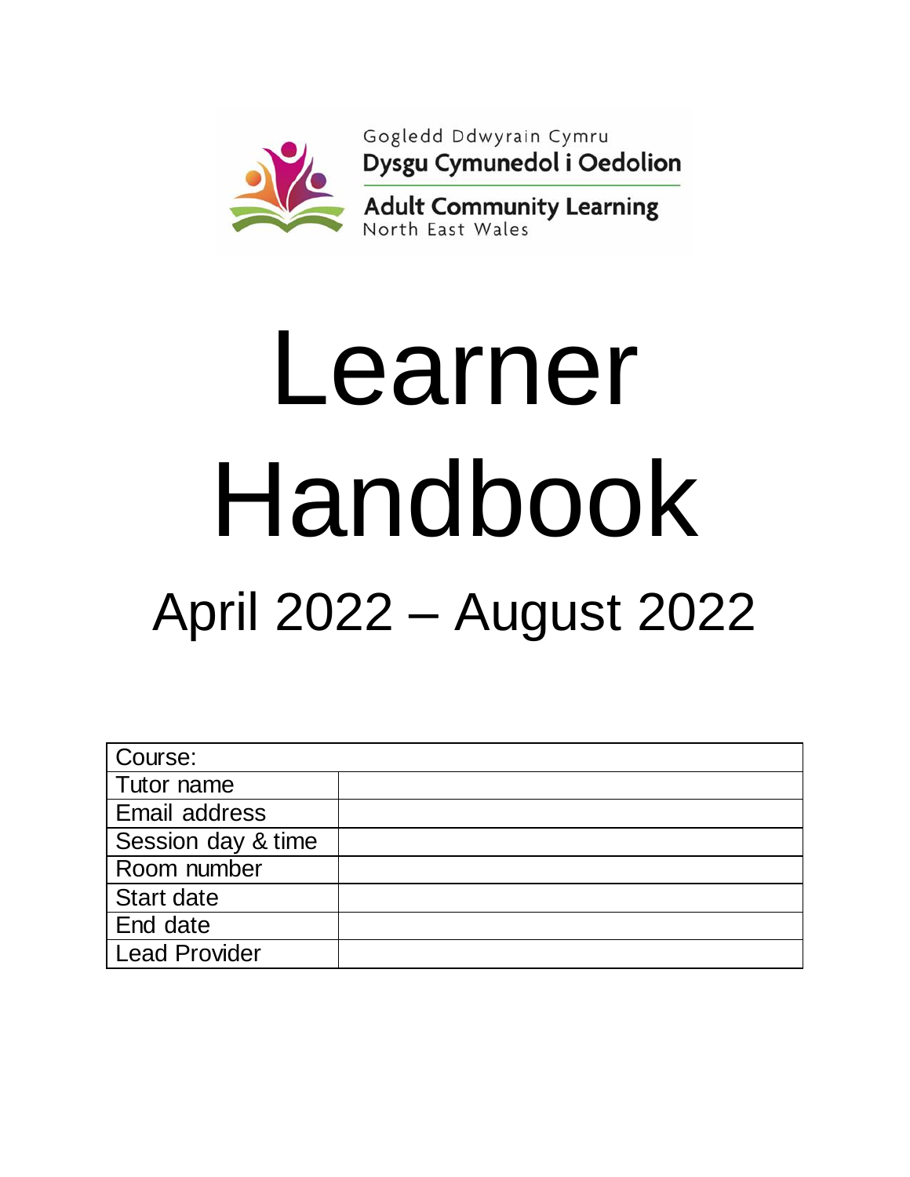Gogledd Ddwyrain Cymru
**Dysgu Cymunedol i Oedolion**

**Adult Community Learning**
North East Wales

# Learner Handbook

## April 2022 – August 2022

| Course: | |
|---|---|
| Tutor name | |
| Email address | |
| Session day & time | |
| Room number | |
| Start date | |
| End date | |
| Lead Provider | |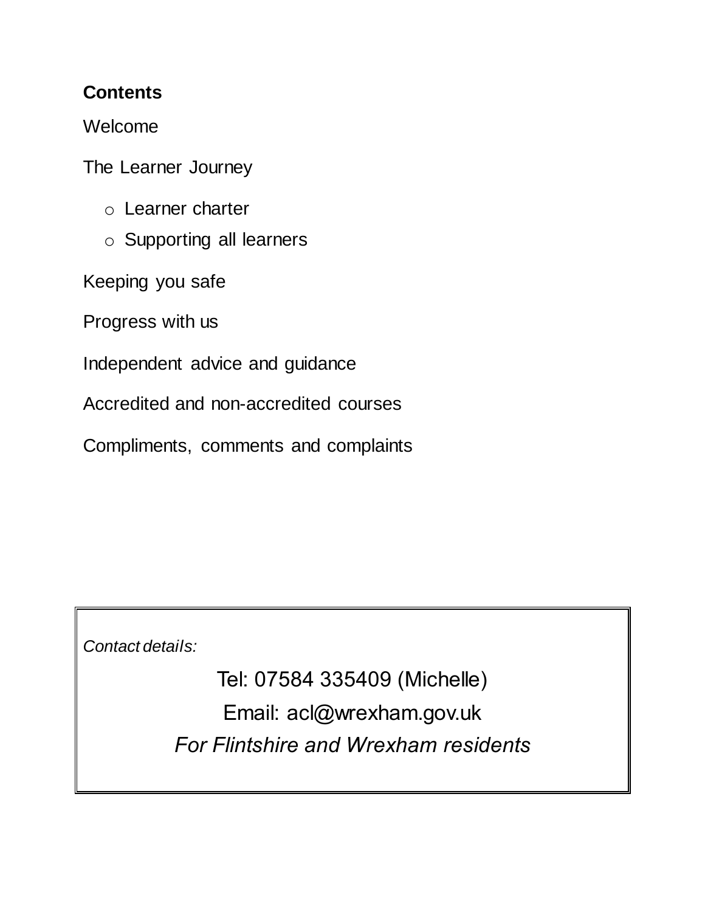## Contents

Welcome

The Learner Journey

- Learner charter
- Supporting all learners

Keeping you safe

Progress with us

Independent advice and guidance

Accredited and non-accredited courses

Compliments, comments and complaints

*Contact details:*

Tel: 07584 335409 (Michelle)

Email: acl@wrexham.gov.uk

*For Flintshire and Wrexham residents*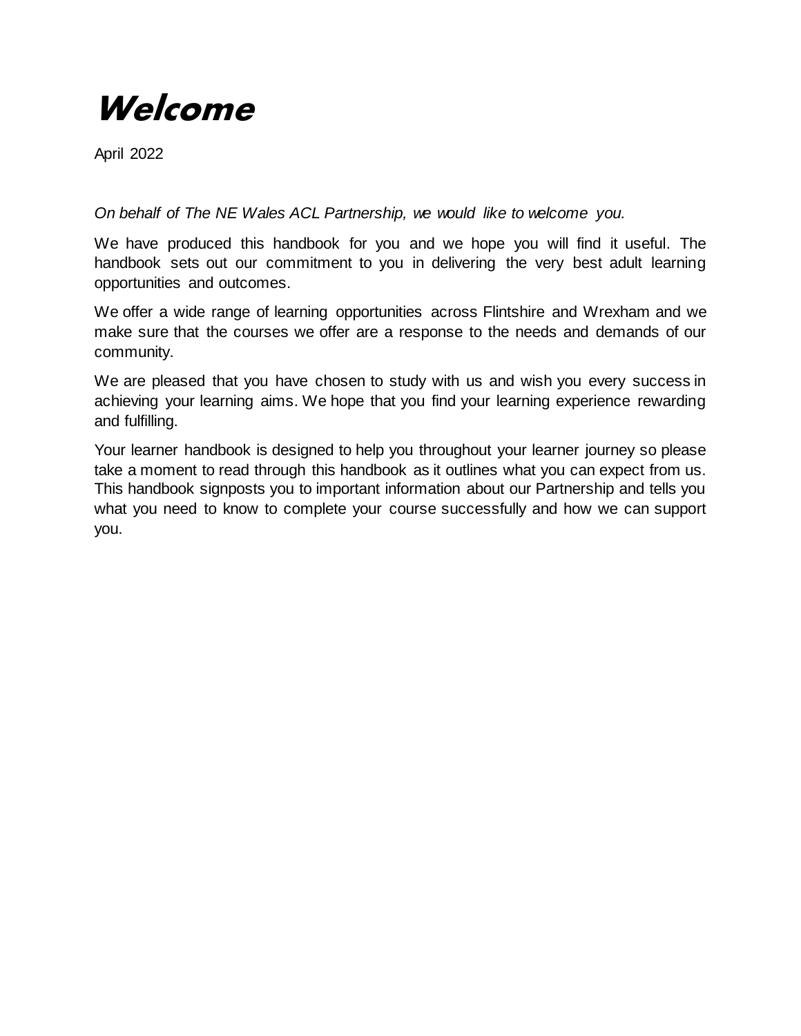# Welcome

April 2022

*On behalf of The NE Wales ACL Partnership, we would like to welcome you.*

We have produced this handbook for you and we hope you will find it useful. The handbook sets out our commitment to you in delivering the very best adult learning opportunities and outcomes.

We offer a wide range of learning opportunities across Flintshire and Wrexham and we make sure that the courses we offer are a response to the needs and demands of our community.

We are pleased that you have chosen to study with us and wish you every success in achieving your learning aims. We hope that you find your learning experience rewarding and fulfilling.

Your learner handbook is designed to help you throughout your learner journey so please take a moment to read through this handbook as it outlines what you can expect from us. This handbook signposts you to important information about our Partnership and tells you what you need to know to complete your course successfully and how we can support you.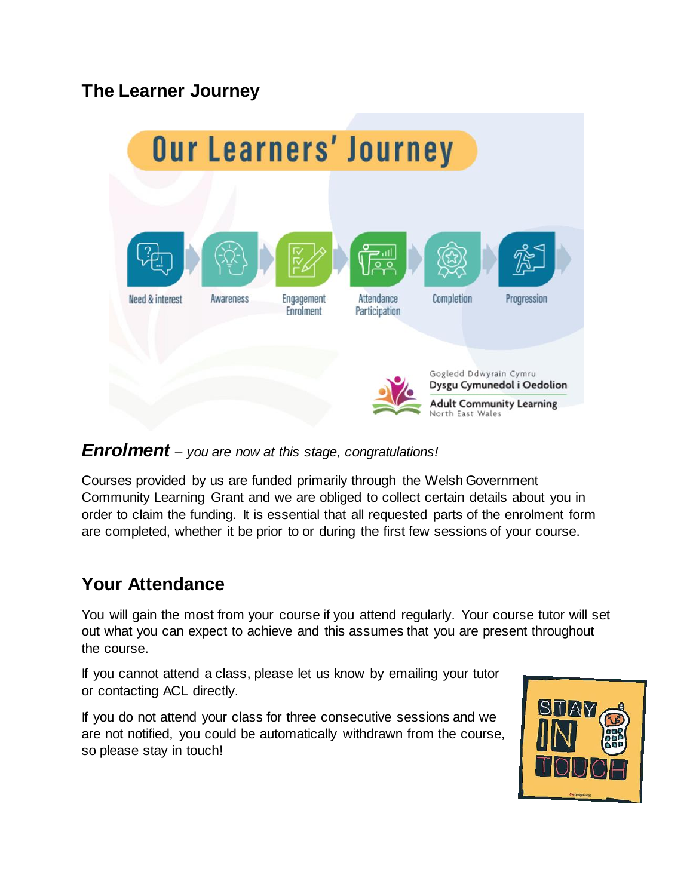## The Learner Journey

Our Learners' Journey

Need & interest → Awareness → Engagement Enrolment → Attendance Participation → Completion → Progression

Gogledd Ddwyrain Cymru
Dysgu Cymunedol i Oedolion
Adult Community Learning
North East Wales

### ***Enrolment*** – *you are now at this stage, congratulations!*

Courses provided by us are funded primarily through the Welsh Government Community Learning Grant and we are obliged to collect certain details about you in order to claim the funding. It is essential that all requested parts of the enrolment form are completed, whether it be prior to or during the first few sessions of your course.

## Your Attendance

You will gain the most from your course if you attend regularly. Your course tutor will set out what you can expect to achieve and this assumes that you are present throughout the course.

If you cannot attend a class, please let us know by emailing your tutor or contacting ACL directly.

If you do not attend your class for three consecutive sessions and we are not notified, you could be automatically withdrawn from the course, so please stay in touch!

STAY IN TOUCH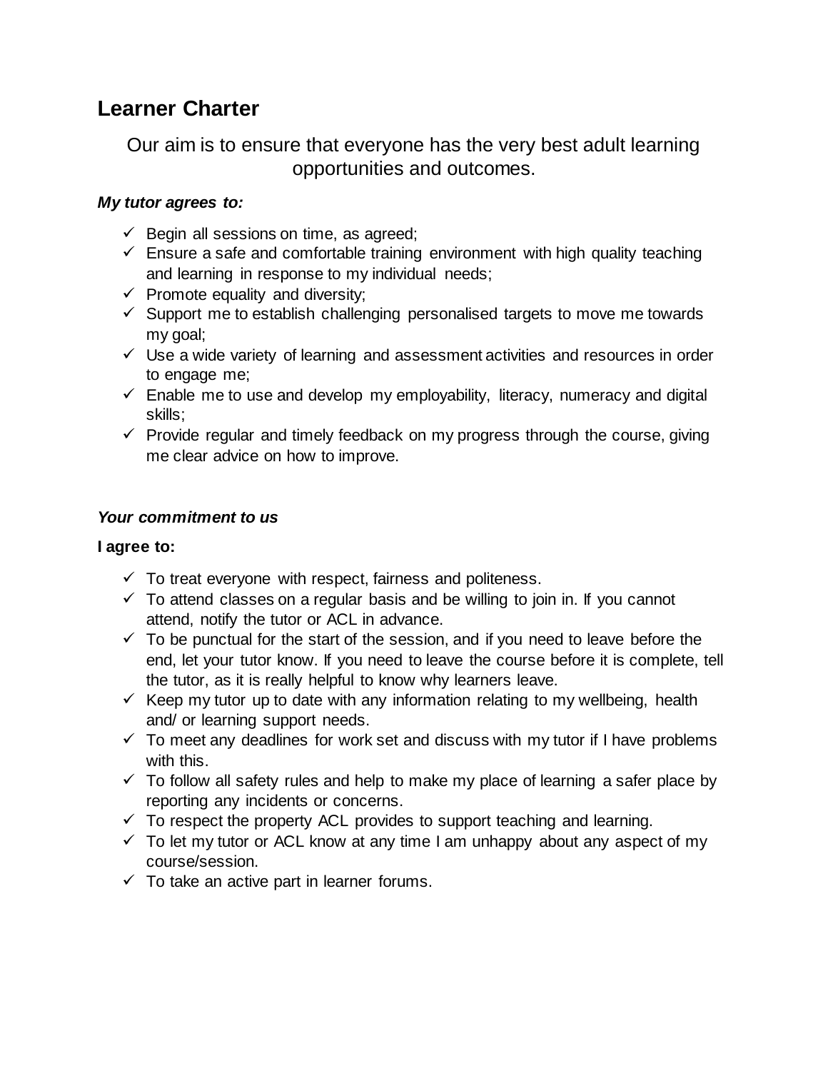## Learner Charter

Our aim is to ensure that everyone has the very best adult learning opportunities and outcomes.

***My tutor agrees to:***

- ✓ Begin all sessions on time, as agreed;
- ✓ Ensure a safe and comfortable training environment with high quality teaching and learning in response to my individual needs;
- ✓ Promote equality and diversity;
- ✓ Support me to establish challenging personalised targets to move me towards my goal;
- ✓ Use a wide variety of learning and assessment activities and resources in order to engage me;
- ✓ Enable me to use and develop my employability, literacy, numeracy and digital skills;
- ✓ Provide regular and timely feedback on my progress through the course, giving me clear advice on how to improve.

***Your commitment to us***

**I agree to:**

- ✓ To treat everyone with respect, fairness and politeness.
- ✓ To attend classes on a regular basis and be willing to join in. If you cannot attend, notify the tutor or ACL in advance.
- ✓ To be punctual for the start of the session, and if you need to leave before the end, let your tutor know. If you need to leave the course before it is complete, tell the tutor, as it is really helpful to know why learners leave.
- ✓ Keep my tutor up to date with any information relating to my wellbeing, health and/ or learning support needs.
- ✓ To meet any deadlines for work set and discuss with my tutor if I have problems with this.
- ✓ To follow all safety rules and help to make my place of learning a safer place by reporting any incidents or concerns.
- ✓ To respect the property ACL provides to support teaching and learning.
- ✓ To let my tutor or ACL know at any time I am unhappy about any aspect of my course/session.
- ✓ To take an active part in learner forums.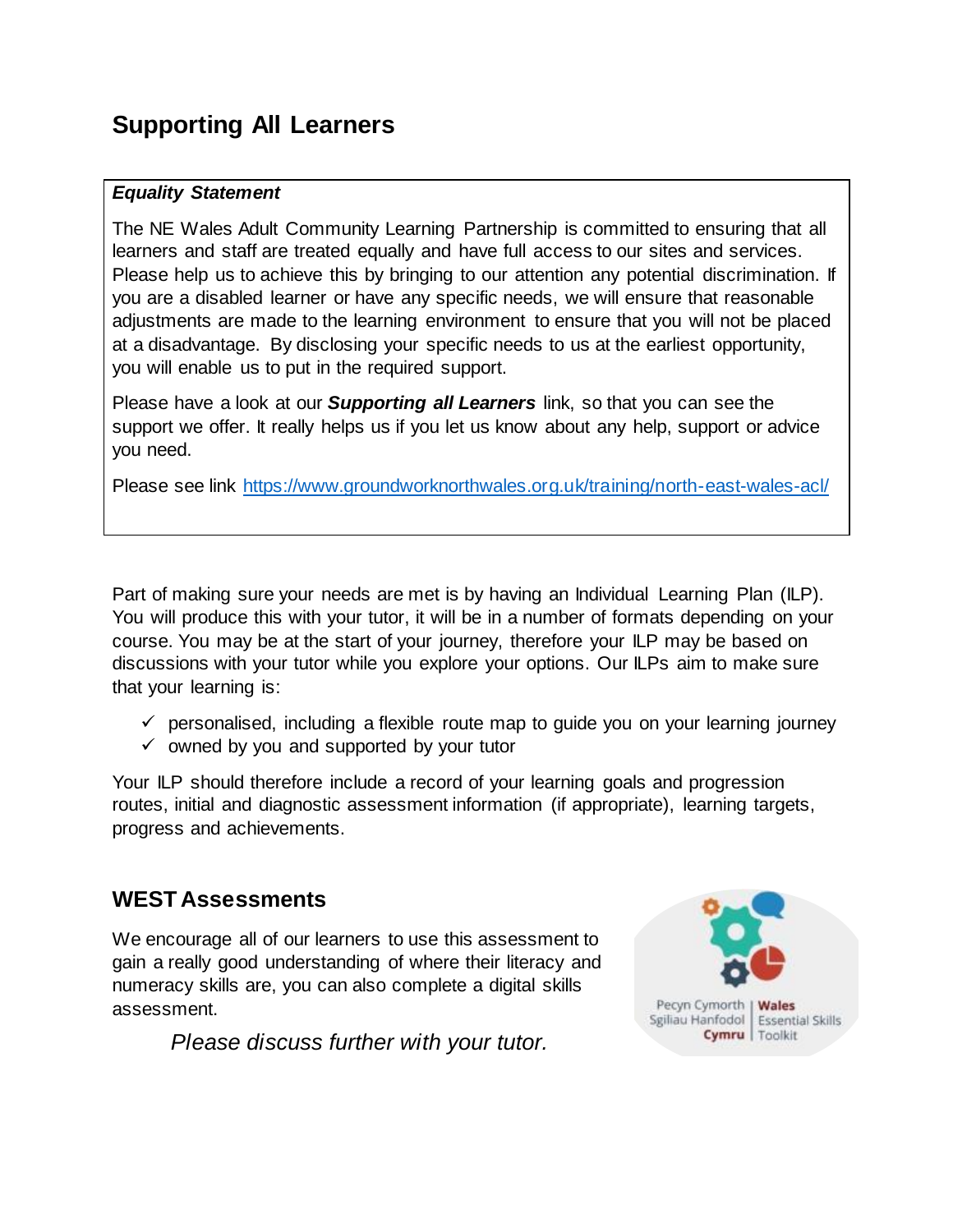# Supporting All Learners

***Equality Statement***

The NE Wales Adult Community Learning Partnership is committed to ensuring that all learners and staff are treated equally and have full access to our sites and services. Please help us to achieve this by bringing to our attention any potential discrimination. If you are a disabled learner or have any specific needs, we will ensure that reasonable adjustments are made to the learning environment to ensure that you will not be placed at a disadvantage. By disclosing your specific needs to us at the earliest opportunity, you will enable us to put in the required support.

Please have a look at our ***Supporting all Learners*** link, so that you can see the support we offer. It really helps us if you let us know about any help, support or advice you need.

Please see link https://www.groundworknorthwales.org.uk/training/north-east-wales-acl/

Part of making sure your needs are met is by having an Individual Learning Plan (ILP). You will produce this with your tutor, it will be in a number of formats depending on your course. You may be at the start of your journey, therefore your ILP may be based on discussions with your tutor while you explore your options. Our ILPs aim to make sure that your learning is:

- ✓ personalised, including a flexible route map to guide you on your learning journey
- ✓ owned by you and supported by your tutor

Your ILP should therefore include a record of your learning goals and progression routes, initial and diagnostic assessment information (if appropriate), learning targets, progress and achievements.

## WEST Assessments

We encourage all of our learners to use this assessment to gain a really good understanding of where their literacy and numeracy skills are, you can also complete a digital skills assessment.

*Please discuss further with your tutor.*

Pecyn Cymorth Sgiliau Hanfodol **Cymru** | **Wales** Essential Skills Toolkit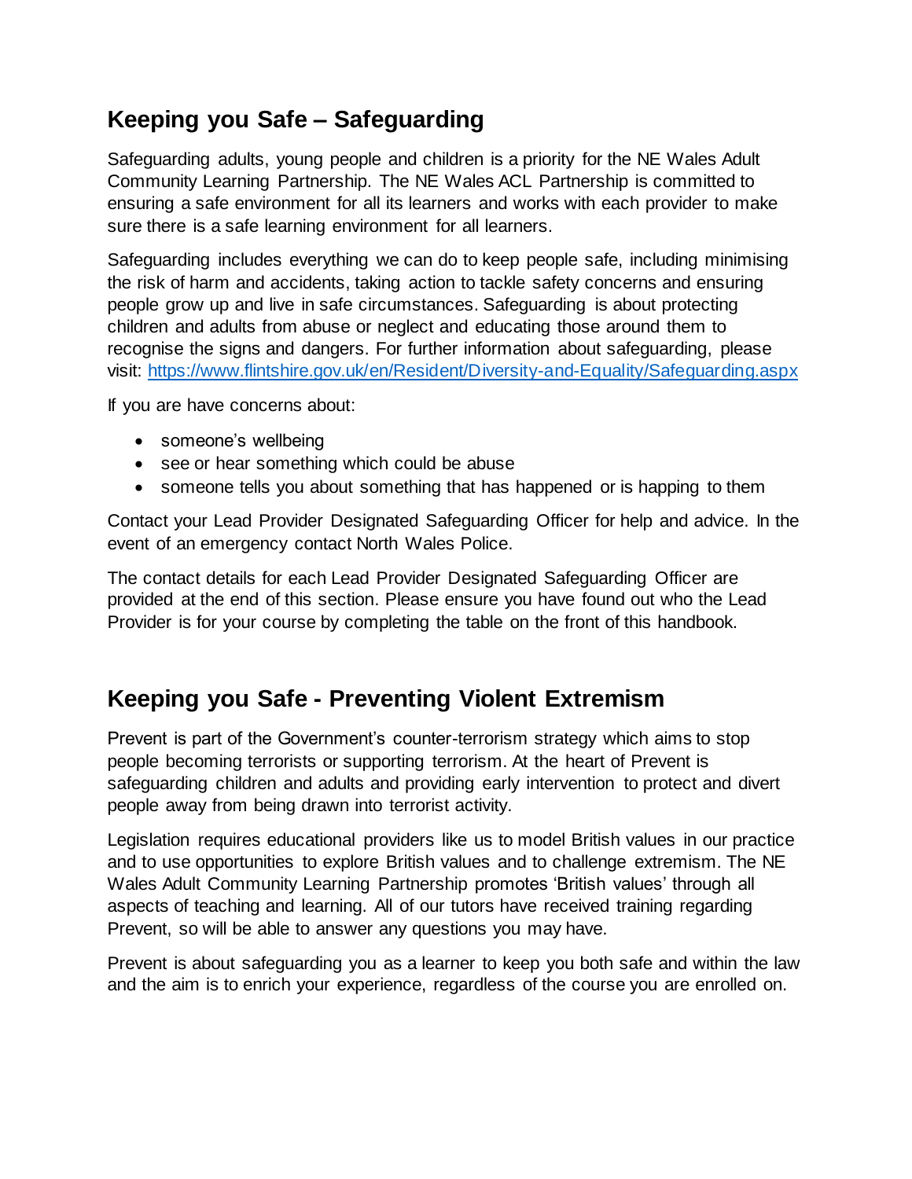## Keeping you Safe – Safeguarding

Safeguarding adults, young people and children is a priority for the NE Wales Adult Community Learning Partnership. The NE Wales ACL Partnership is committed to ensuring a safe environment for all its learners and works with each provider to make sure there is a safe learning environment for all learners.

Safeguarding includes everything we can do to keep people safe, including minimising the risk of harm and accidents, taking action to tackle safety concerns and ensuring people grow up and live in safe circumstances. Safeguarding is about protecting children and adults from abuse or neglect and educating those around them to recognise the signs and dangers. For further information about safeguarding, please visit: [https://www.flintshire.gov.uk/en/Resident/Diversity-and-Equality/Safeguarding.aspx](https://www.flintshire.gov.uk/en/Resident/Diversity-and-Equality/Safeguarding.aspx)

If you are have concerns about:

- someone's wellbeing
- see or hear something which could be abuse
- someone tells you about something that has happened or is happing to them

Contact your Lead Provider Designated Safeguarding Officer for help and advice. In the event of an emergency contact North Wales Police.

The contact details for each Lead Provider Designated Safeguarding Officer are provided at the end of this section. Please ensure you have found out who the Lead Provider is for your course by completing the table on the front of this handbook.

## Keeping you Safe - Preventing Violent Extremism

Prevent is part of the Government's counter-terrorism strategy which aims to stop people becoming terrorists or supporting terrorism. At the heart of Prevent is safeguarding children and adults and providing early intervention to protect and divert people away from being drawn into terrorist activity.

Legislation requires educational providers like us to model British values in our practice and to use opportunities to explore British values and to challenge extremism. The NE Wales Adult Community Learning Partnership promotes 'British values' through all aspects of teaching and learning. All of our tutors have received training regarding Prevent, so will be able to answer any questions you may have.

Prevent is about safeguarding you as a learner to keep you both safe and within the law and the aim is to enrich your experience, regardless of the course you are enrolled on.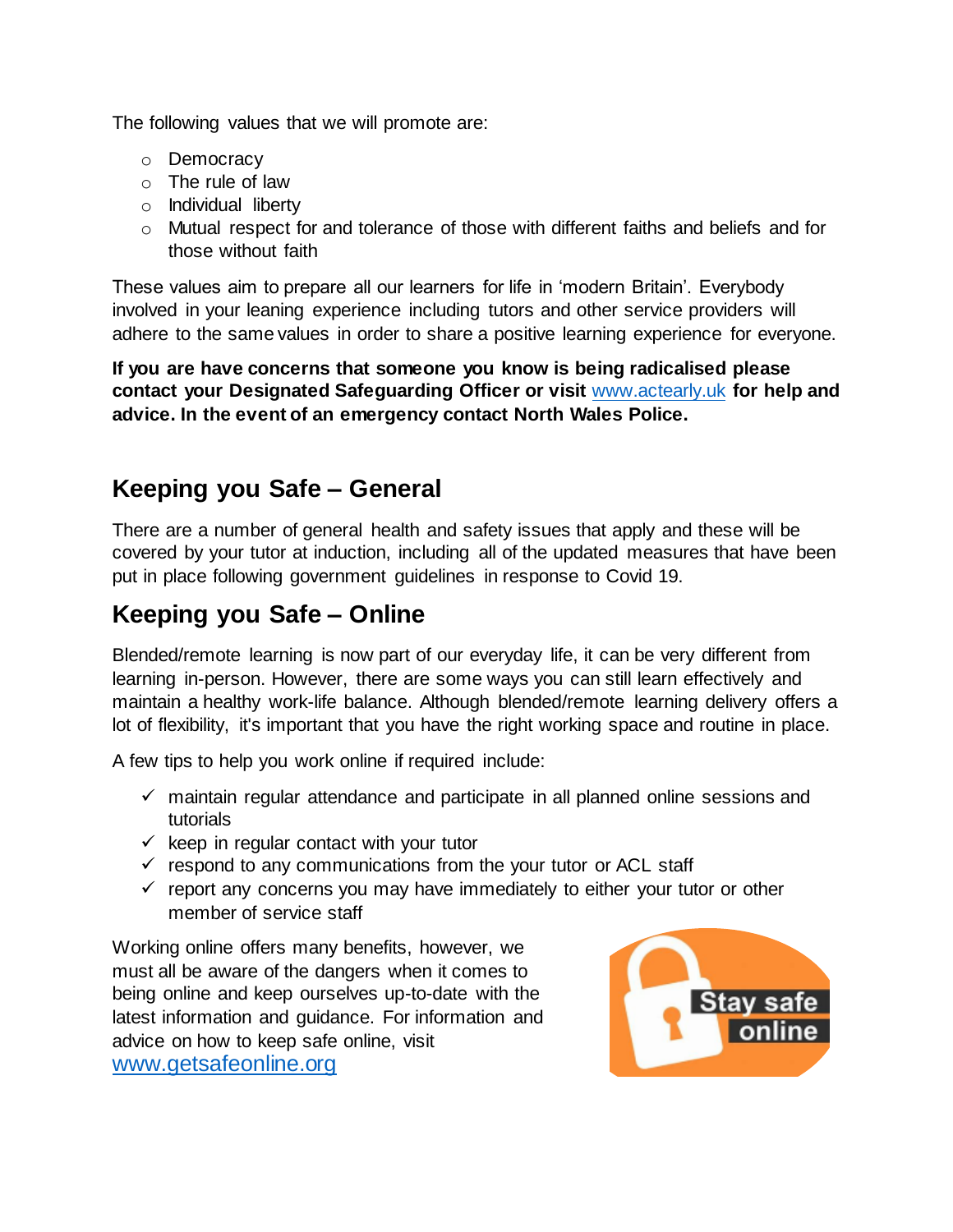The following values that we will promote are:

- Democracy
- The rule of law
- Individual liberty
- Mutual respect for and tolerance of those with different faiths and beliefs and for those without faith

These values aim to prepare all our learners for life in 'modern Britain'. Everybody involved in your leaning experience including tutors and other service providers will adhere to the same values in order to share a positive learning experience for everyone.

**If you are have concerns that someone you know is being radicalised please contact your Designated Safeguarding Officer or visit** www.actearly.uk **for help and advice. In the event of an emergency contact North Wales Police.**

## Keeping you Safe – General

There are a number of general health and safety issues that apply and these will be covered by your tutor at induction, including all of the updated measures that have been put in place following government guidelines in response to Covid 19.

## Keeping you Safe – Online

Blended/remote learning is now part of our everyday life, it can be very different from learning in-person. However, there are some ways you can still learn effectively and maintain a healthy work-life balance. Although blended/remote learning delivery offers a lot of flexibility, it's important that you have the right working space and routine in place.

A few tips to help you work online if required include:

- ✓ maintain regular attendance and participate in all planned online sessions and tutorials
- ✓ keep in regular contact with your tutor
- ✓ respond to any communications from the your tutor or ACL staff
- ✓ report any concerns you may have immediately to either your tutor or other member of service staff

Working online offers many benefits, however, we must all be aware of the dangers when it comes to being online and keep ourselves up-to-date with the latest information and guidance. For information and advice on how to keep safe online, visit www.getsafeonline.org

Stay safe online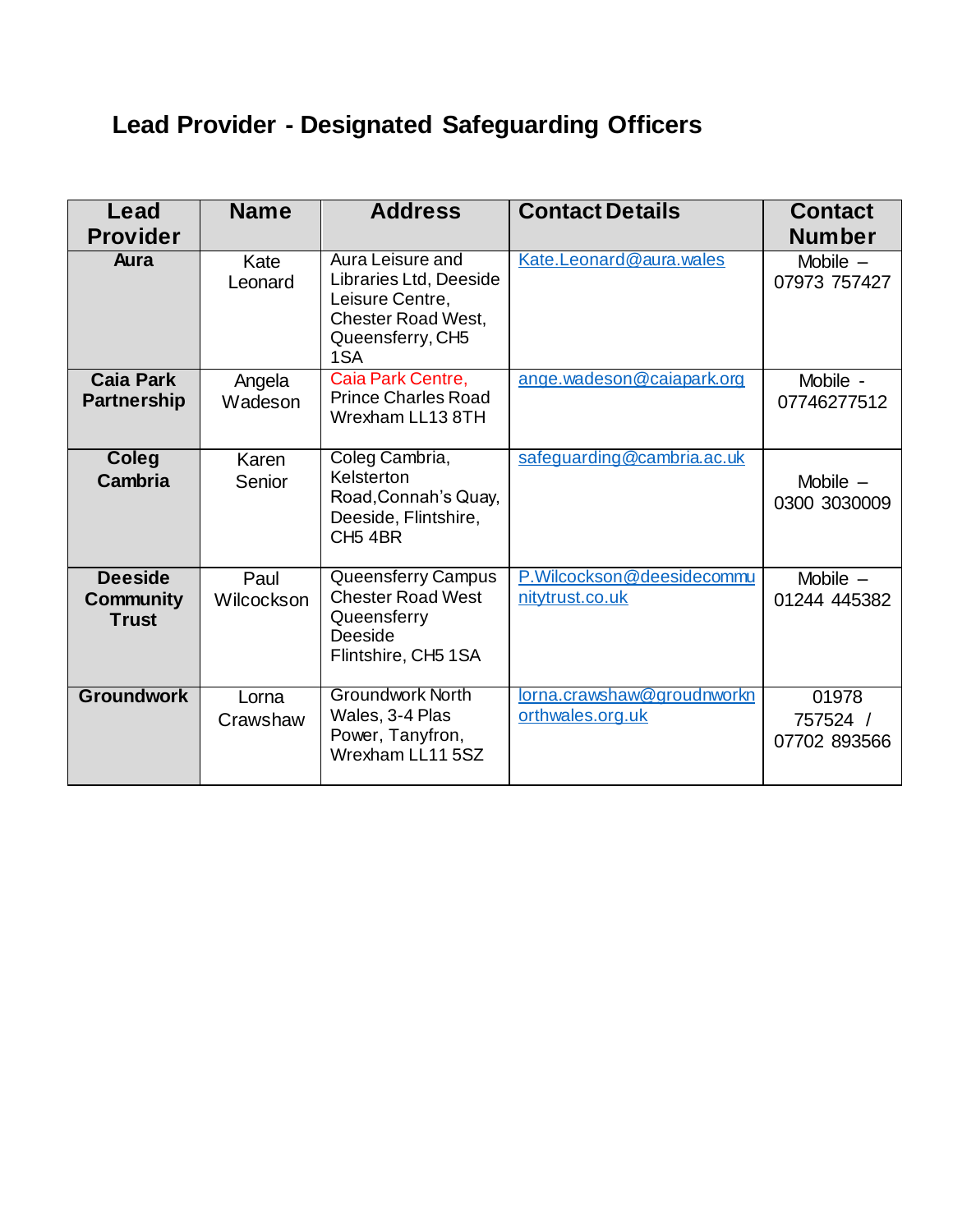# Lead Provider - Designated Safeguarding Officers

| Lead Provider | Name | Address | Contact Details | Contact Number |
|---|---|---|---|---|
| **Aura** | Kate Leonard | Aura Leisure and Libraries Ltd, Deeside Leisure Centre, Chester Road West, Queensferry, CH5 1SA | Kate.Leonard@aura.wales | Mobile – 07973 757427 |
| **Caia Park Partnership** | Angela Wadeson | Caia Park Centre, Prince Charles Road Wrexham LL13 8TH | ange.wadeson@caiapark.org | Mobile - 07746277512 |
| **Coleg Cambria** | Karen Senior | Coleg Cambria, Kelsterton Road,Connah's Quay, Deeside, Flintshire, CH5 4BR | safeguarding@cambria.ac.uk | Mobile – 0300 3030009 |
| **Deeside Community Trust** | Paul Wilcockson | Queensferry Campus Chester Road West Queensferry Deeside Flintshire, CH5 1SA | P.Wilcockson@deesidecommunitytrust.co.uk | Mobile – 01244 445382 |
| **Groundwork** | Lorna Crawshaw | Groundwork North Wales, 3-4 Plas Power, Tanyfron, Wrexham LL11 5SZ | lorna.crawshaw@groudnworknorthwales.org.uk | 01978 757524 / 07702 893566 |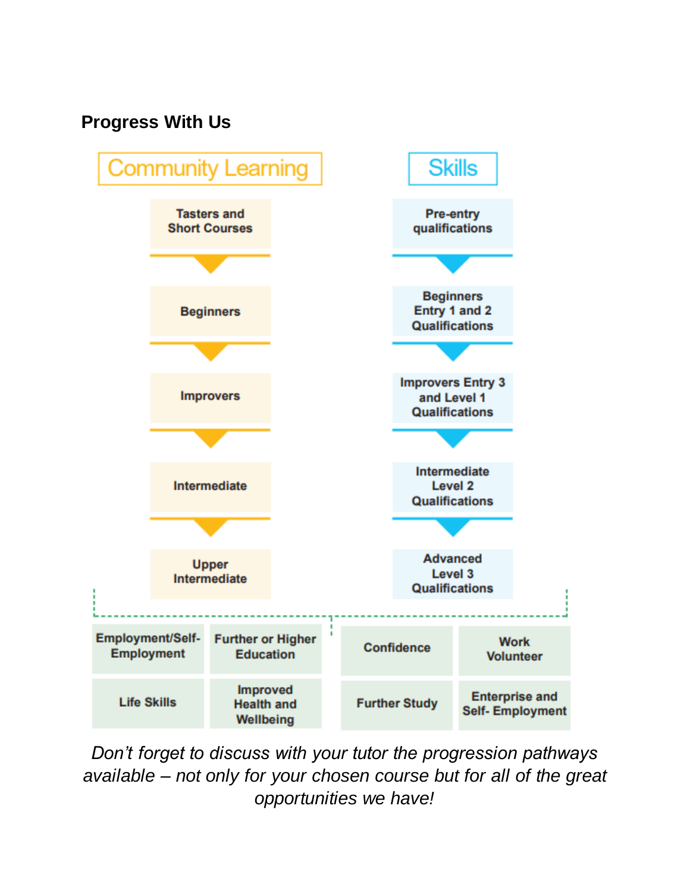**Progress With Us**

| Community Learning | Skills |
| --- | --- |
| Tasters and Short Courses | Pre-entry qualifications |
| Beginners | Beginners Entry 1 and 2 Qualifications |
| Improvers | Improvers Entry 3 and Level 1 Qualifications |
| Intermediate | Intermediate Level 2 Qualifications |
| Upper Intermediate | Advanced Level 3 Qualifications |

| | | | |
| --- | --- | --- | --- |
| Employment/Self-Employment | Further or Higher Education | Confidence | Work Volunteer |
| Life Skills | Improved Health and Wellbeing | Further Study | Enterprise and Self- Employment |

*Don't forget to discuss with your tutor the progression pathways available – not only for your chosen course but for all of the great opportunities we have!*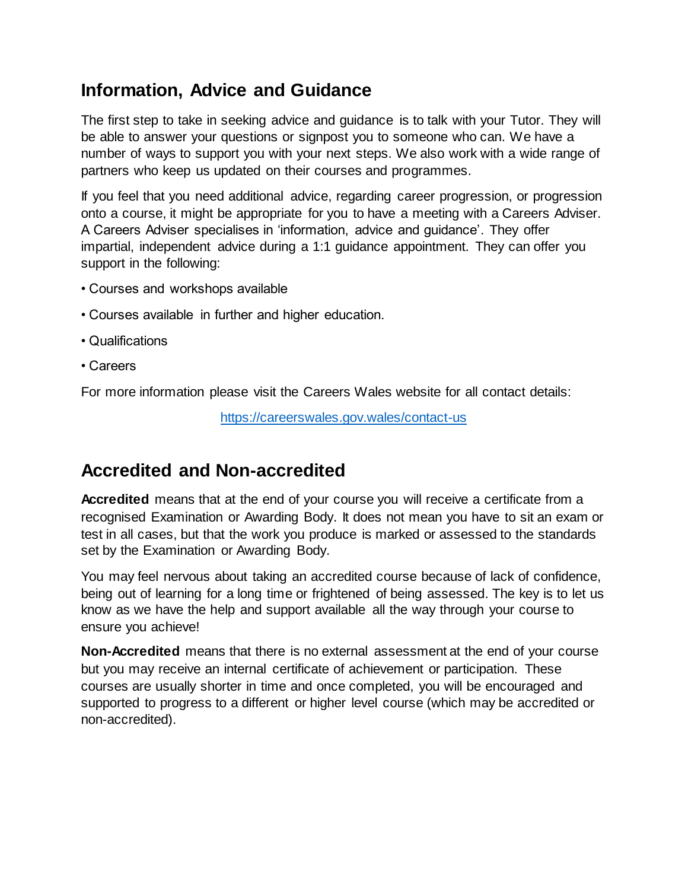## Information, Advice and Guidance

The first step to take in seeking advice and guidance is to talk with your Tutor. They will be able to answer your questions or signpost you to someone who can. We have a number of ways to support you with your next steps. We also work with a wide range of partners who keep us updated on their courses and programmes.

If you feel that you need additional advice, regarding career progression, or progression onto a course, it might be appropriate for you to have a meeting with a Careers Adviser. A Careers Adviser specialises in 'information, advice and guidance'. They offer impartial, independent advice during a 1:1 guidance appointment. They can offer you support in the following:

- Courses and workshops available
- Courses available in further and higher education.
- Qualifications
- Careers

For more information please visit the Careers Wales website for all contact details:

https://careerswales.gov.wales/contact-us

## Accredited and Non-accredited

**Accredited** means that at the end of your course you will receive a certificate from a recognised Examination or Awarding Body. It does not mean you have to sit an exam or test in all cases, but that the work you produce is marked or assessed to the standards set by the Examination or Awarding Body.

You may feel nervous about taking an accredited course because of lack of confidence, being out of learning for a long time or frightened of being assessed. The key is to let us know as we have the help and support available all the way through your course to ensure you achieve!

**Non-Accredited** means that there is no external assessment at the end of your course but you may receive an internal certificate of achievement or participation. These courses are usually shorter in time and once completed, you will be encouraged and supported to progress to a different or higher level course (which may be accredited or non-accredited).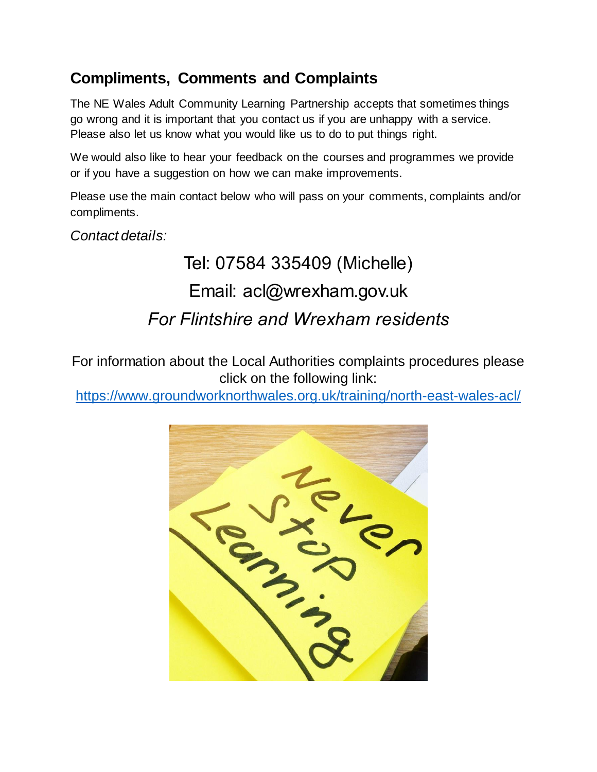## Compliments, Comments and Complaints

The NE Wales Adult Community Learning Partnership accepts that sometimes things go wrong and it is important that you contact us if you are unhappy with a service. Please also let us know what you would like us to do to put things right.

We would also like to hear your feedback on the courses and programmes we provide or if you have a suggestion on how we can make improvements.

Please use the main contact below who will pass on your comments, complaints and/or compliments.

*Contact details:*

Tel: 07584 335409 (Michelle)

Email: acl@wrexham.gov.uk

*For Flintshire and Wrexham residents*

For information about the Local Authorities complaints procedures please click on the following link:
https://www.groundworknorthwales.org.uk/training/north-east-wales-acl/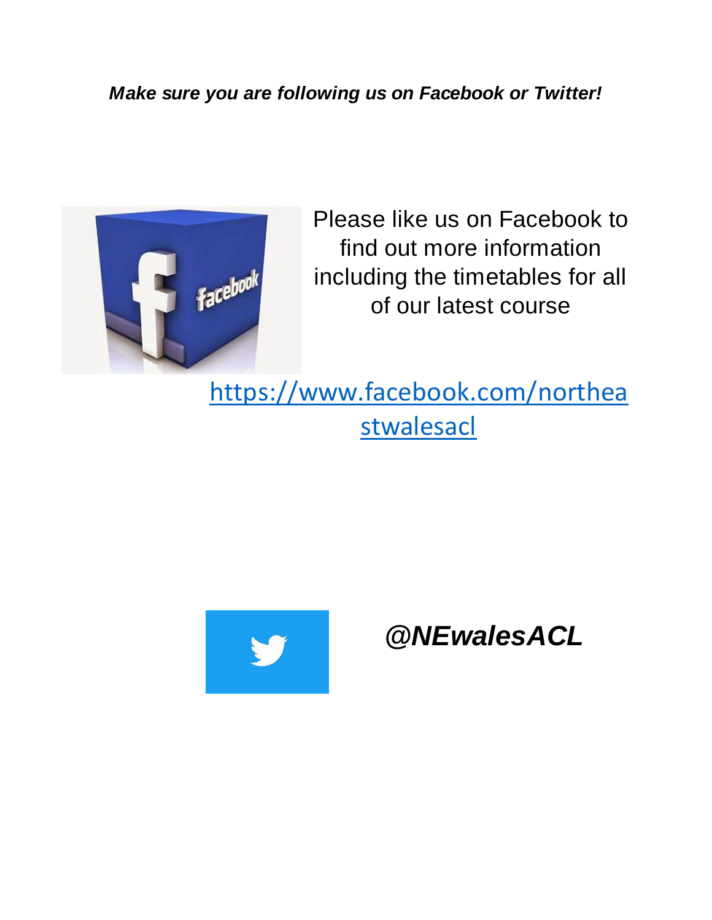***Make sure you are following us on Facebook or Twitter!***

Please like us on Facebook to find out more information including the timetables for all of our latest course

https://www.facebook.com/northeastwalesacl

***@NEwalesACL***